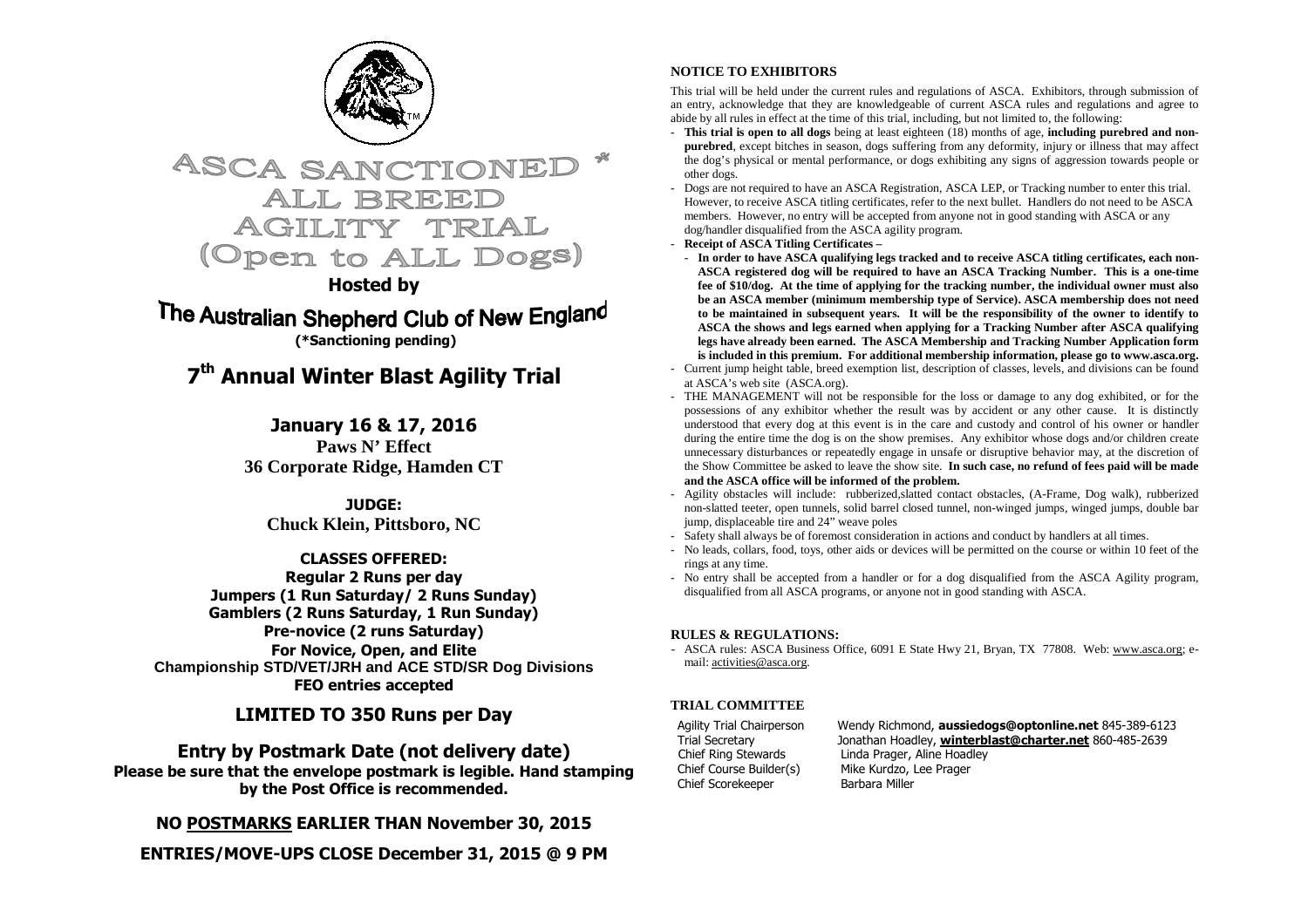# ASCA SANCTIONED *
# ALL BREED
# AGILITY TRIAL
# (Open to ALL Dogs)

**Hosted by**

## The Australian Shepherd Club of New England

**(*Sanctioning pending)**

## 7th Annual Winter Blast Agility Trial

### January 16 & 17, 2016

**Paws N' Effect**
**36 Corporate Ridge, Hamden CT**

**JUDGE:**
**Chuck Klein, Pittsboro, NC**

**CLASSES OFFERED:**
**Regular 2 Runs per day**
**Jumpers (1 Run Saturday/ 2 Runs Sunday)**
**Gamblers (2 Runs Saturday, 1 Run Sunday)**
**Pre-novice (2 runs Saturday)**
**For Novice, Open, and Elite**
**Championship STD/VET/JRH and ACE STD/SR Dog Divisions**
**FEO entries accepted**

### LIMITED TO 350 Runs per Day

### Entry by Postmark Date (not delivery date)

**Please be sure that the envelope postmark is legible. Hand stamping by the Post Office is recommended.**

**NO POSTMARKS EARLIER THAN November 30, 2015**

**ENTRIES/MOVE-UPS CLOSE December 31, 2015 @ 9 PM**

### NOTICE TO EXHIBITORS

This trial will be held under the current rules and regulations of ASCA. Exhibitors, through submission of an entry, acknowledge that they are knowledgeable of current ASCA rules and regulations and agree to abide by all rules in effect at the time of this trial, including, but not limited to, the following:

- **This trial is open to all dogs** being at least eighteen (18) months of age, **including purebred and non-purebred**, except bitches in season, dogs suffering from any deformity, injury or illness that may affect the dog's physical or mental performance, or dogs exhibiting any signs of aggression towards people or other dogs.
- Dogs are not required to have an ASCA Registration, ASCA LEP, or Tracking number to enter this trial. However, to receive ASCA titling certificates, refer to the next bullet. Handlers do not need to be ASCA members. However, no entry will be accepted from anyone not in good standing with ASCA or any dog/handler disqualified from the ASCA agility program.
- **Receipt of ASCA Titling Certificates –**
  - **In order to have ASCA qualifying legs tracked and to receive ASCA titling certificates, each non-ASCA registered dog will be required to have an ASCA Tracking Number. This is a one-time fee of $10/dog. At the time of applying for the tracking number, the individual owner must also be an ASCA member (minimum membership type of Service). ASCA membership does not need to be maintained in subsequent years. It will be the responsibility of the owner to identify to ASCA the shows and legs earned when applying for a Tracking Number after ASCA qualifying legs have already been earned. The ASCA Membership and Tracking Number Application form is included in this premium. For additional membership information, please go to www.asca.org.**
- Current jump height table, breed exemption list, description of classes, levels, and divisions can be found at ASCA's web site (ASCA.org).
- THE MANAGEMENT will not be responsible for the loss or damage to any dog exhibited, or for the possessions of any exhibitor whether the result was by accident or any other cause. It is distinctly understood that every dog at this event is in the care and custody and control of his owner or handler during the entire time the dog is on the show premises. Any exhibitor whose dogs and/or children create unnecessary disturbances or repeatedly engage in unsafe or disruptive behavior may, at the discretion of the Show Committee be asked to leave the show site. **In such case, no refund of fees paid will be made and the ASCA office will be informed of the problem.**
- Agility obstacles will include: rubberized,slatted contact obstacles, (A-Frame, Dog walk), rubberized non-slatted teeter, open tunnels, solid barrel closed tunnel, non-winged jumps, winged jumps, double bar jump, displaceable tire and 24" weave poles
- Safety shall always be of foremost consideration in actions and conduct by handlers at all times.
- No leads, collars, food, toys, other aids or devices will be permitted on the course or within 10 feet of the rings at any time.
- No entry shall be accepted from a handler or for a dog disqualified from the ASCA Agility program, disqualified from all ASCA programs, or anyone not in good standing with ASCA.

### RULES & REGULATIONS:

- ASCA rules: ASCA Business Office, 6091 E State Hwy 21, Bryan, TX 77808. Web: www.asca.org; e-mail: activities@asca.org.

### TRIAL COMMITTEE

| | |
|---|---|
| Agility Trial Chairperson | Wendy Richmond, **aussiedogs@optonline.net** 845-389-6123 |
| Trial Secretary | Jonathan Hoadley, **winterblast@charter.net** 860-485-2639 |
| Chief Ring Stewards | Linda Prager, Aline Hoadley |
| Chief Course Builder(s) | Mike Kurdzo, Lee Prager |
| Chief Scorekeeper | Barbara Miller |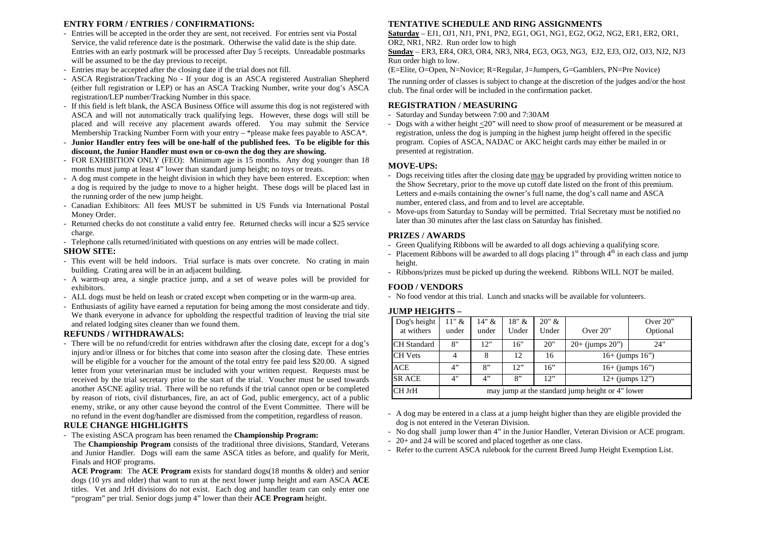## ENTRY FORM / ENTRIES / CONFIRMATIONS:

- Entries will be accepted in the order they are sent, not received. For entries sent via Postal Service, the valid reference date is the postmark. Otherwise the valid date is the ship date. Entries with an early postmark will be processed after Day 5 receipts. Unreadable postmarks will be assumed to be the day previous to receipt.
- Entries may be accepted after the closing date if the trial does not fill.
- ASCA Registration/Tracking No - If your dog is an ASCA registered Australian Shepherd (either full registration or LEP) or has an ASCA Tracking Number, write your dog's ASCA registration/LEP number/Tracking Number in this space.
- If this field is left blank, the ASCA Business Office will assume this dog is not registered with ASCA and will not automatically track qualifying legs. However, these dogs will still be placed and will receive any placement awards offered. You may submit the Service Membership Tracking Number Form with your entry – *please make fees payable to ASCA*.
- **Junior Handler entry fees will be one-half of the published fees. To be eligible for this discount, the Junior Handler must own or co-own the dog they are showing.**
- FOR EXHIBITION ONLY (FEO): Minimum age is 15 months. Any dog younger than 18 months must jump at least 4" lower than standard jump height; no toys or treats.
- A dog must compete in the height division in which they have been entered. Exception: when a dog is required by the judge to move to a higher height. These dogs will be placed last in the running order of the new jump height.
- Canadian Exhibitors: All fees MUST be submitted in US Funds via International Postal Money Order.
- Returned checks do not constitute a valid entry fee. Returned checks will incur a $25 service charge.
- Telephone calls returned/initiated with questions on any entries will be made collect.

## SHOW SITE:

- This event will be held indoors. Trial surface is mats over concrete. No crating in main building. Crating area will be in an adjacent building.
- A warm-up area, a single practice jump, and a set of weave poles will be provided for exhibitors.
- ALL dogs must be held on leash or crated except when competing or in the warm-up area.
- Enthusiasts of agility have earned a reputation for being among the most considerate and tidy. We thank everyone in advance for upholding the respectful tradition of leaving the trial site and related lodging sites cleaner than we found them.

## REFUNDS / WITHDRAWALS:

- There will be no refund/credit for entries withdrawn after the closing date, except for a dog's injury and/or illness or for bitches that come into season after the closing date. These entries will be eligible for a voucher for the amount of the total entry fee paid less $20.00. A signed letter from your veterinarian must be included with your written request. Requests must be received by the trial secretary prior to the start of the trial. Voucher must be used towards another ASCNE agility trial. There will be no refunds if the trial cannot open or be completed by reason of riots, civil disturbances, fire, an act of God, public emergency, act of a public enemy, strike, or any other cause beyond the control of the Event Committee. There will be no refund in the event dog/handler are dismissed from the competition, regardless of reason.

## RULE CHANGE HIGHLIGHTS

- The existing ASCA program has been renamed the **Championship Program:**

  The **Championship Program** consists of the traditional three divisions, Standard, Veterans and Junior Handler. Dogs will earn the same ASCA titles as before, and qualify for Merit, Finals and HOF programs.

  **ACE Program**: The **ACE Program** exists for standard dogs(18 months & older) and senior dogs (10 yrs and older) that want to run at the next lower jump height and earn ASCA **ACE** titles. Vet and JrH divisions do not exist. Each dog and handler team can only enter one "program" per trial. Senior dogs jump 4" lower than their **ACE Program** height.

## TENTATIVE SCHEDULE AND RING ASSIGNMENTS

**Saturday** – EJ1, OJ1, NJ1, PN1, PN2, EG1, OG1, NG1, EG2, OG2, NG2, ER1, ER2, OR1, OR2, NR1, NR2. Run order low to high

**Sunday** – ER3, ER4, OR3, OR4, NR3, NR4, EG3, OG3, NG3, EJ2, EJ3, OJ2, OJ3, NJ2, NJ3 Run order high to low.

(E=Elite, O=Open, N=Novice; R=Regular, J=Jumpers, G=Gamblers, PN=Pre Novice)

The running order of classes is subject to change at the discretion of the judges and/or the host club. The final order will be included in the confirmation packet.

## REGISTRATION / MEASURING

- Saturday and Sunday between 7:00 and 7:30AM
- Dogs with a wither height ≤20" will need to show proof of measurement or be measured at registration, unless the dog is jumping in the highest jump height offered in the specific program. Copies of ASCA, NADAC or AKC height cards may either be mailed in or presented at registration.

## MOVE-UPS:

- Dogs receiving titles after the closing date may be upgraded by providing written notice to the Show Secretary, prior to the move up cutoff date listed on the front of this premium. Letters and e-mails containing the owner's full name, the dog's call name and ASCA number, entered class, and from and to level are acceptable.
- Move-ups from Saturday to Sunday will be permitted. Trial Secretary must be notified no later than 30 minutes after the last class on Saturday has finished.

## PRIZES / AWARDS

- Green Qualifying Ribbons will be awarded to all dogs achieving a qualifying score.
- Placement Ribbons will be awarded to all dogs placing 1st through 4th in each class and jump height.
- Ribbons/prizes must be picked up during the weekend. Ribbons WILL NOT be mailed.

## FOOD / VENDORS

- No food vendor at this trial. Lunch and snacks will be available for volunteers.

## JUMP HEIGHTS –

| Dog's height at withers | 11" & under | 14" & under | 18" & Under | 20" & Under | Over 20" | Over 20" Optional |
|---|---|---|---|---|---|---|
| CH Standard | 8" | 12" | 16" | 20" | 20+ (jumps 20") | 24" |
| CH Vets | 4 | 8 | 12 | 16 | 16+ (jumps 16") | |
| ACE | 4" | 8" | 12" | 16" | 16+ (jumps 16") | |
| SR ACE | 4" | 4" | 8" | 12" | 12+ (jumps 12") | |
| CH JrH | may jump at the standard jump height or 4" lower | | | | | |

- A dog may be entered in a class at a jump height higher than they are eligible provided the dog is not entered in the Veteran Division.
- No dog shall jump lower than 4" in the Junior Handler, Veteran Division or ACE program.
- 20+ and 24 will be scored and placed together as one class.
- Refer to the current ASCA rulebook for the current Breed Jump Height Exemption List.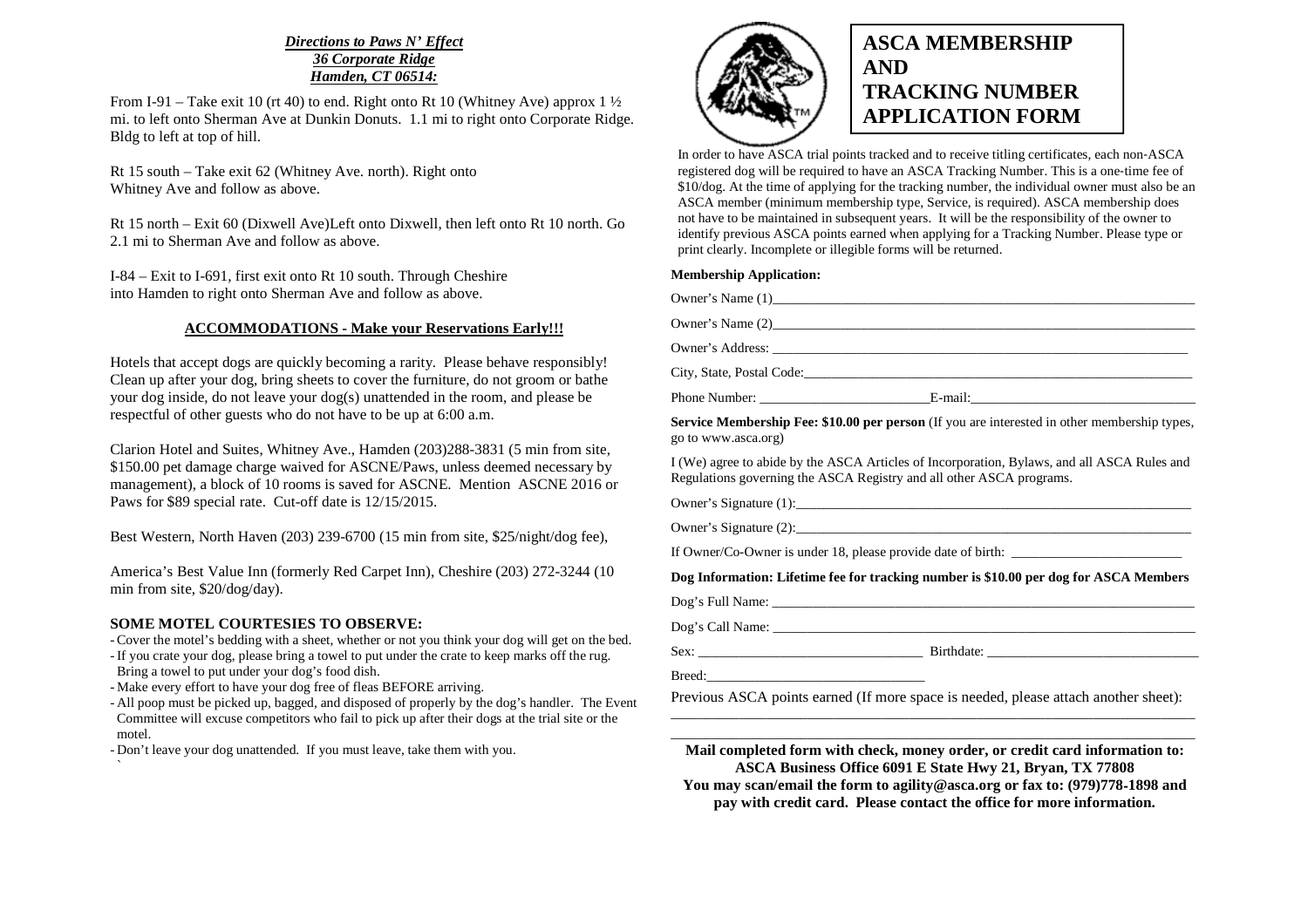***Directions to Paws N' Effect***
***36 Corporate Ridge***
***Hamden, CT 06514:***

From I-91 – Take exit 10 (rt 40) to end. Right onto Rt 10 (Whitney Ave) approx 1 ½ mi. to left onto Sherman Ave at Dunkin Donuts. 1.1 mi to right onto Corporate Ridge. Bldg to left at top of hill.

Rt 15 south – Take exit 62 (Whitney Ave. north). Right onto Whitney Ave and follow as above.

Rt 15 north – Exit 60 (Dixwell Ave)Left onto Dixwell, then left onto Rt 10 north. Go 2.1 mi to Sherman Ave and follow as above.

I-84 – Exit to I-691, first exit onto Rt 10 south. Through Cheshire into Hamden to right onto Sherman Ave and follow as above.

**ACCOMMODATIONS - Make your Reservations Early!!!**

Hotels that accept dogs are quickly becoming a rarity. Please behave responsibly! Clean up after your dog, bring sheets to cover the furniture, do not groom or bathe your dog inside, do not leave your dog(s) unattended in the room, and please be respectful of other guests who do not have to be up at 6:00 a.m.

Clarion Hotel and Suites, Whitney Ave., Hamden (203)288-3831 (5 min from site, $150.00 pet damage charge waived for ASCNE/Paws, unless deemed necessary by management), a block of 10 rooms is saved for ASCNE. Mention ASCNE 2016 or Paws for $89 special rate. Cut-off date is 12/15/2015.

Best Western, North Haven (203) 239-6700 (15 min from site, $25/night/dog fee),

America's Best Value Inn (formerly Red Carpet Inn), Cheshire (203) 272-3244 (10 min from site, $20/dog/day).

**SOME MOTEL COURTESIES TO OBSERVE:**

- Cover the motel's bedding with a sheet, whether or not you think your dog will get on the bed.
- If you crate your dog, please bring a towel to put under the crate to keep marks off the rug. Bring a towel to put under your dog's food dish.
- Make every effort to have your dog free of fleas BEFORE arriving.
- All poop must be picked up, bagged, and disposed of properly by the dog's handler. The Event Committee will excuse competitors who fail to pick up after their dogs at the trial site or the motel.
- Don't leave your dog unattended. If you must leave, take them with you.

# ASCA MEMBERSHIP AND TRACKING NUMBER APPLICATION FORM

In order to have ASCA trial points tracked and to receive titling certificates, each non-ASCA registered dog will be required to have an ASCA Tracking Number. This is a one-time fee of $10/dog. At the time of applying for the tracking number, the individual owner must also be an ASCA member (minimum membership type, Service, is required). ASCA membership does not have to be maintained in subsequent years. It will be the responsibility of the owner to identify previous ASCA points earned when applying for a Tracking Number. Please type or print clearly. Incomplete or illegible forms will be returned.

**Membership Application:**

Owner's Name (1)\_\_\_\_\_\_\_\_\_\_\_\_\_\_\_\_\_\_\_\_\_\_\_\_\_\_\_\_\_\_\_\_\_\_\_\_\_\_\_\_\_\_

Owner's Name (2)\_\_\_\_\_\_\_\_\_\_\_\_\_\_\_\_\_\_\_\_\_\_\_\_\_\_\_\_\_\_\_\_\_\_\_\_\_\_\_\_\_\_

Owner's Address: \_\_\_\_\_\_\_\_\_\_\_\_\_\_\_\_\_\_\_\_\_\_\_\_\_\_\_\_\_\_\_\_\_\_\_\_\_\_\_\_\_\_

City, State, Postal Code:\_\_\_\_\_\_\_\_\_\_\_\_\_\_\_\_\_\_\_\_\_\_\_\_\_\_\_\_\_\_\_\_\_\_\_\_\_\_\_\_\_\_

Phone Number: \_\_\_\_\_\_\_\_\_\_\_\_\_\_\_\_\_\_\_\_\_\_\_\_E-mail:\_\_\_\_\_\_\_\_\_\_\_\_\_\_\_\_\_\_\_\_\_\_\_\_

**Service Membership Fee: $10.00 per person** (If you are interested in other membership types, go to www.asca.org)

I (We) agree to abide by the ASCA Articles of Incorporation, Bylaws, and all ASCA Rules and Regulations governing the ASCA Registry and all other ASCA programs.

Owner's Signature (1):\_\_\_\_\_\_\_\_\_\_\_\_\_\_\_\_\_\_\_\_\_\_\_\_\_\_\_\_\_\_\_\_\_\_\_\_\_\_\_\_\_\_

Owner's Signature (2):\_\_\_\_\_\_\_\_\_\_\_\_\_\_\_\_\_\_\_\_\_\_\_\_\_\_\_\_\_\_\_\_\_\_\_\_\_\_\_\_\_\_

If Owner/Co-Owner is under 18, please provide date of birth: \_\_\_\_\_\_\_\_\_\_\_\_\_\_\_\_\_\_\_\_\_\_\_\_

**Dog Information: Lifetime fee for tracking number is $10.00 per dog for ASCA Members**

Dog's Full Name: \_\_\_\_\_\_\_\_\_\_\_\_\_\_\_\_\_\_\_\_\_\_\_\_\_\_\_\_\_\_\_\_\_\_\_\_\_\_\_\_\_\_

Dog's Call Name: \_\_\_\_\_\_\_\_\_\_\_\_\_\_\_\_\_\_\_\_\_\_\_\_\_\_\_\_\_\_\_\_\_\_\_\_\_\_\_\_\_\_

Sex: \_\_\_\_\_\_\_\_\_\_\_\_\_\_\_\_\_\_\_\_\_\_\_\_\_\_\_\_\_\_ Birthdate: \_\_\_\_\_\_\_\_\_\_\_\_\_\_\_\_\_\_\_\_\_\_\_\_\_\_\_\_\_\_

Breed:\_\_\_\_\_\_\_\_\_\_\_\_\_\_\_\_\_\_\_\_\_\_\_\_\_\_\_\_\_\_

Previous ASCA points earned (If more space is needed, please attach another sheet):

\_\_\_\_\_\_\_\_\_\_\_\_\_\_\_\_\_\_\_\_\_\_\_\_\_\_\_\_\_\_\_\_\_\_\_\_\_\_\_\_\_\_\_\_\_\_\_\_\_\_\_\_\_\_\_\_\_\_\_\_\_\_\_\_\_\_\_\_

\_\_\_\_\_\_\_\_\_\_\_\_\_\_\_\_\_\_\_\_\_\_\_\_\_\_\_\_\_\_\_\_\_\_\_\_\_\_\_\_\_\_\_\_\_\_\_\_\_\_\_\_\_\_\_\_\_\_\_\_\_\_\_\_\_\_\_\_

**Mail completed form with check, money order, or credit card information to: ASCA Business Office 6091 E State Hwy 21, Bryan, TX 77808**
**You may scan/email the form to agility@asca.org or fax to: (979)778-1898 and pay with credit card. Please contact the office for more information.**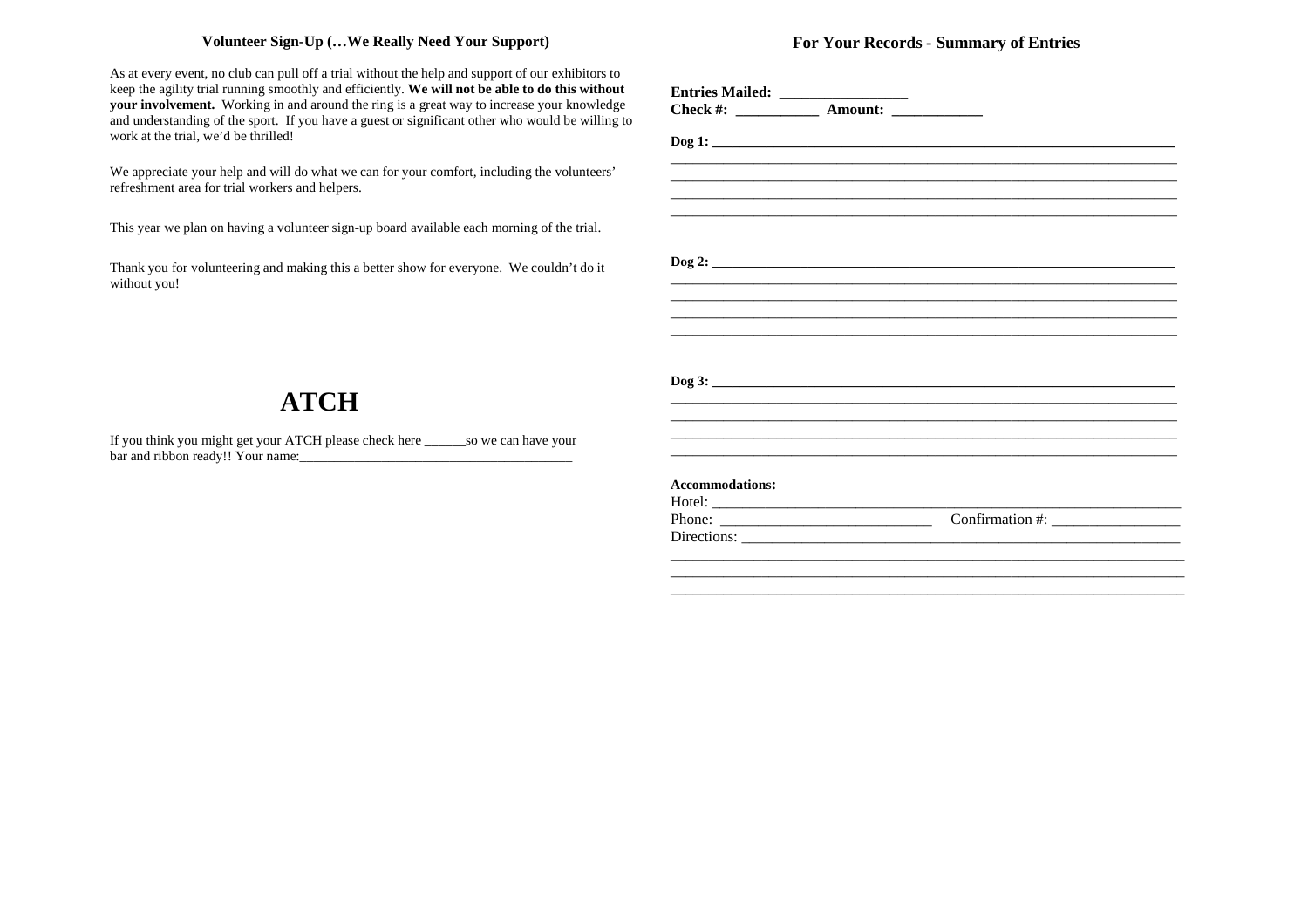### Volunteer Sign-Up (…We Really Need Your Support)

As at every event, no club can pull off a trial without the help and support of our exhibitors to keep the agility trial running smoothly and efficiently. **We will not be able to do this without your involvement.** Working in and around the ring is a great way to increase your knowledge and understanding of the sport. If you have a guest or significant other who would be willing to work at the trial, we'd be thrilled!

We appreciate your help and will do what we can for your comfort, including the volunteers' refreshment area for trial workers and helpers.

This year we plan on having a volunteer sign-up board available each morning of the trial.

Thank you for volunteering and making this a better show for everyone. We couldn't do it without you!

# ATCH

If you think you might get your ATCH please check here ______so we can have your bar and ribbon ready!! Your name:________________________________________

### For Your Records - Summary of Entries

**Entries Mailed:** ________________
**Check #:** ___________ **Amount:** ____________

**Dog 1:** ______________________________________________________________________
_________________________________________________________________________
_________________________________________________________________________
_________________________________________________________________________
_________________________________________________________________________

**Dog 2:** ______________________________________________________________________
_________________________________________________________________________
_________________________________________________________________________
_________________________________________________________________________
_________________________________________________________________________

**Dog 3:** ______________________________________________________________________
_________________________________________________________________________
_________________________________________________________________________
_________________________________________________________________________
_________________________________________________________________________

**Accommodations:**
Hotel: ____________________________________________________________________
Phone: ___________________________ Confirmation #: _________________
Directions: _______________________________________________________________
_________________________________________________________________________
_________________________________________________________________________
_________________________________________________________________________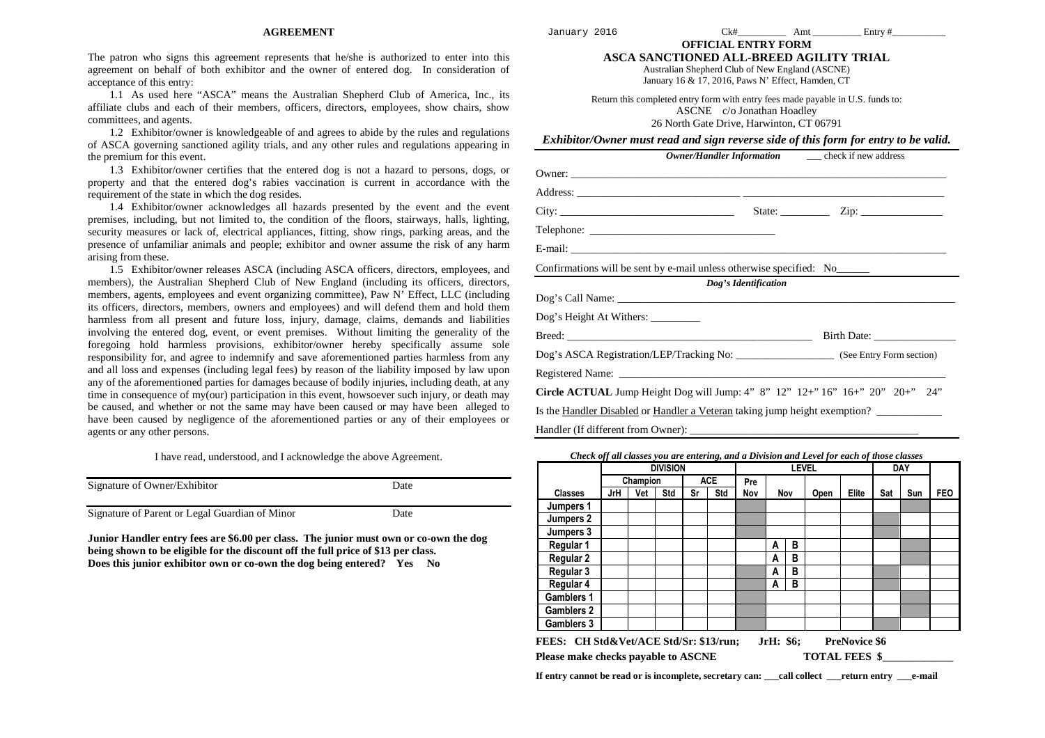## AGREEMENT

The patron who signs this agreement represents that he/she is authorized to enter into this agreement on behalf of both exhibitor and the owner of entered dog. In consideration of acceptance of this entry:

1.1 As used here "ASCA" means the Australian Shepherd Club of America, Inc., its affiliate clubs and each of their members, officers, directors, employees, show chairs, show committees, and agents.

1.2 Exhibitor/owner is knowledgeable of and agrees to abide by the rules and regulations of ASCA governing sanctioned agility trials, and any other rules and regulations appearing in the premium for this event.

1.3 Exhibitor/owner certifies that the entered dog is not a hazard to persons, dogs, or property and that the entered dog's rabies vaccination is current in accordance with the requirement of the state in which the dog resides.

1.4 Exhibitor/owner acknowledges all hazards presented by the event and the event premises, including, but not limited to, the condition of the floors, stairways, halls, lighting, security measures or lack of, electrical appliances, fitting, show rings, parking areas, and the presence of unfamiliar animals and people; exhibitor and owner assume the risk of any harm arising from these.

1.5 Exhibitor/owner releases ASCA (including ASCA officers, directors, employees, and members), the Australian Shepherd Club of New England (including its officers, directors, members, agents, employees and event organizing committee), Paw N' Effect, LLC (including its officers, directors, members, owners and employees) and will defend them and hold them harmless from all present and future loss, injury, damage, claims, demands and liabilities involving the entered dog, event, or event premises. Without limiting the generality of the foregoing hold harmless provisions, exhibitor/owner hereby specifically assume sole responsibility for, and agree to indemnify and save aforementioned parties harmless from any and all loss and expenses (including legal fees) by reason of the liability imposed by law upon any of the aforementioned parties for damages because of bodily injuries, including death, at any time in consequence of my(our) participation in this event, howsoever such injury, or death may be caused, and whether or not the same may have been caused or may have been alleged to have been caused by negligence of the aforementioned parties or any of their employees or agents or any other persons.

I have read, understood, and I acknowledge the above Agreement.

Signature of Owner/Exhibitor Date

Signature of Parent or Legal Guardian of Minor Date

**Junior Handler entry fees are $6.00 per class. The junior must own or co-own the dog being shown to be eligible for the discount off the full price of $13 per class.**
**Does this junior exhibitor own or co-own the dog being entered? Yes No**

January 2016 Ck#__________ Amt __________ Entry #___________

**OFFICIAL ENTRY FORM**
**ASCA SANCTIONED ALL-BREED AGILITY TRIAL**
Australian Shepherd Club of New England (ASCNE)
January 16 & 17, 2016, Paws N' Effect, Hamden, CT

Return this completed entry form with entry fees made payable in U.S. funds to:
ASCNE c/o Jonathan Hoadley
26 North Gate Drive, Harwinton, CT 06791

***Exhibitor/Owner must read and sign reverse side of this form for entry to be valid.***

***Owner/Handler Information*** ___ check if new address

Owner: ______________________________________________

Address: ______________________________ ______________________________

City: ______________________________ State: _________ Zip: _______________

Telephone: ______________________________

E-mail: ______________________________________________

Confirmations will be sent by e-mail unless otherwise specified: No______

***Dog's Identification***

Dog's Call Name: ______________________________________________

Dog's Height At Withers: _________

Breed: ______________________________ Birth Date: _______________

Dog's ASCA Registration/LEP/Tracking No: _________________ (See Entry Form section)

Registered Name: ______________________________________________

**Circle ACTUAL** Jump Height Dog will Jump: 4" 8" 12" 12+" 16" 16+" 20" 20+" 24"

Is the Handler Disabled or Handler a Veteran taking jump height exemption? ____________

Handler (If different from Owner): ______________________________

*Check off all classes you are entering, and a Division and Level for each of those classes*

| | DIVISION | | | | | LEVEL | | | | | DAY | | |
|---|---|---|---|---|---|---|---|---|---|---|---|---|---|
| | Champion | | | ACE | | Pre | | | | | | | |
| Classes | JrH | Vet | Std | Sr | Std | Nov | Nov | | Open | Elite | Sat | Sun | FEO |
| Jumpers 1 | | | | | | | | | | | | | |
| Jumpers 2 | | | | | | | | | | | | | |
| Jumpers 3 | | | | | | | | | | | | | |
| Regular 1 | | | | | | | A | B | | | | | |
| Regular 2 | | | | | | | A | B | | | | | |
| Regular 3 | | | | | | | A | B | | | | | |
| Regular 4 | | | | | | | A | B | | | | | |
| Gamblers 1 | | | | | | | | | | | | | |
| Gamblers 2 | | | | | | | | | | | | | |
| Gamblers 3 | | | | | | | | | | | | | |

**FEES: CH Std&Vet/ACE Std/Sr: $13/run; JrH: $6; PreNovice $6**

**Please make checks payable to ASCNE TOTAL FEES $_____________**

**If entry cannot be read or is incomplete, secretary can: ___call collect ___return entry ___e-mail**